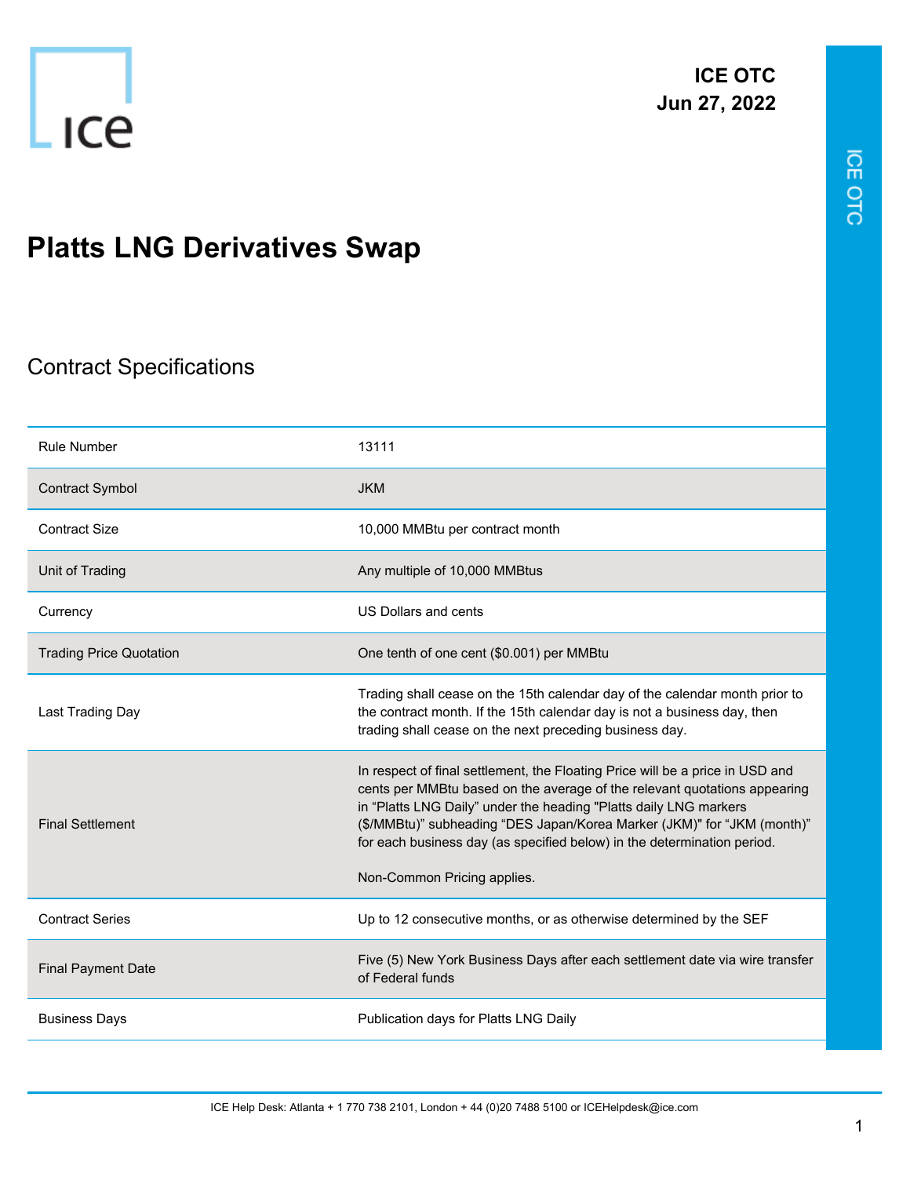**ICE OTC**
**Jun 27, 2022**

# Platts LNG Derivatives Swap

## Contract Specifications

| | |
|---|---|
| Rule Number | 13111 |
| Contract Symbol | JKM |
| Contract Size | 10,000 MMBtu per contract month |
| Unit of Trading | Any multiple of 10,000 MMBtus |
| Currency | US Dollars and cents |
| Trading Price Quotation | One tenth of one cent ($0.001) per MMBtu |
| Last Trading Day | Trading shall cease on the 15th calendar day of the calendar month prior to the contract month. If the 15th calendar day is not a business day, then trading shall cease on the next preceding business day. |
| Final Settlement | In respect of final settlement, the Floating Price will be a price in USD and cents per MMBtu based on the average of the relevant quotations appearing in “Platts LNG Daily” under the heading "Platts daily LNG markers ($/MMBtu)” subheading “DES Japan/Korea Marker (JKM)" for “JKM (month)” for each business day (as specified below) in the determination period.<br><br>Non-Common Pricing applies. |
| Contract Series | Up to 12 consecutive months, or as otherwise determined by the SEF |
| Final Payment Date | Five (5) New York Business Days after each settlement date via wire transfer of Federal funds |
| Business Days | Publication days for Platts LNG Daily |

ICE Help Desk: Atlanta + 1 770 738 2101, London + 44 (0)20 7488 5100 or ICEHelpdesk@ice.com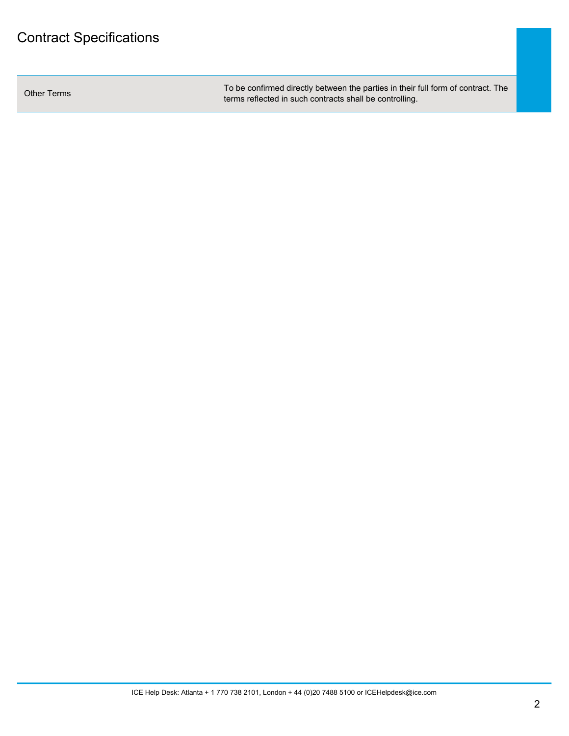# Contract Specifications

| | |
|---|---|
| Other Terms | To be confirmed directly between the parties in their full form of contract. The terms reflected in such contracts shall be controlling. |

ICE Help Desk: Atlanta + 1 770 738 2101, London + 44 (0)20 7488 5100 or ICEHelpdesk@ice.com